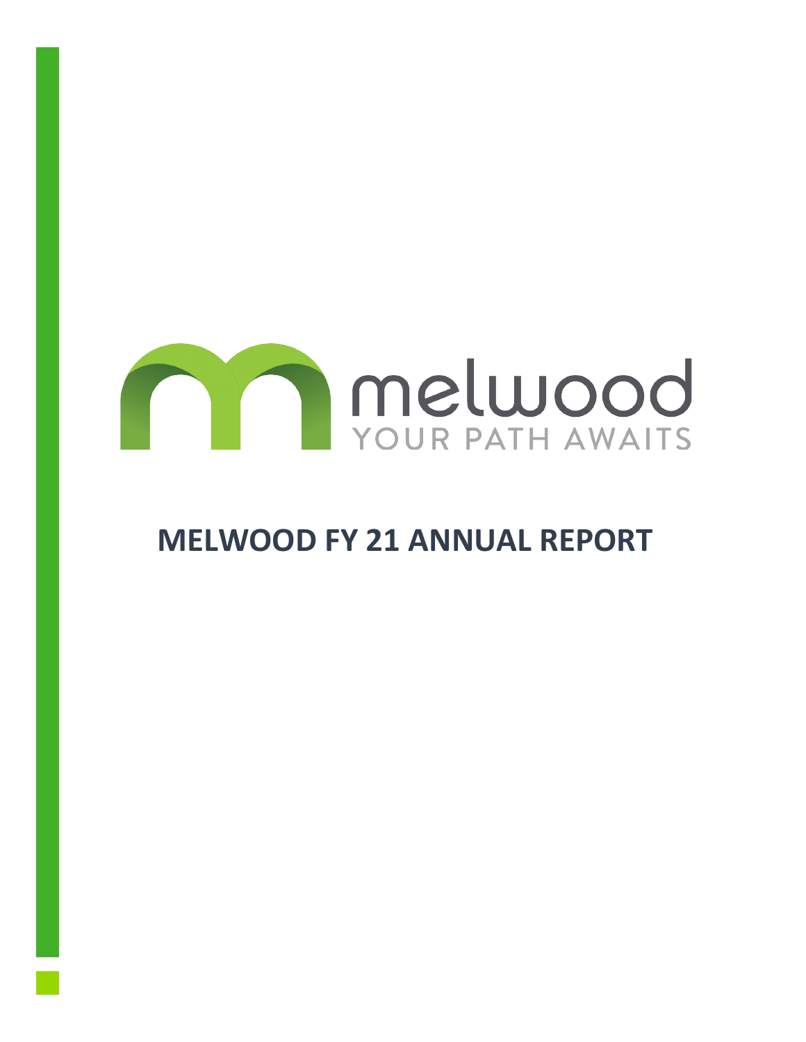melwood

YOUR PATH AWAITS

# MELWOOD FY 21 ANNUAL REPORT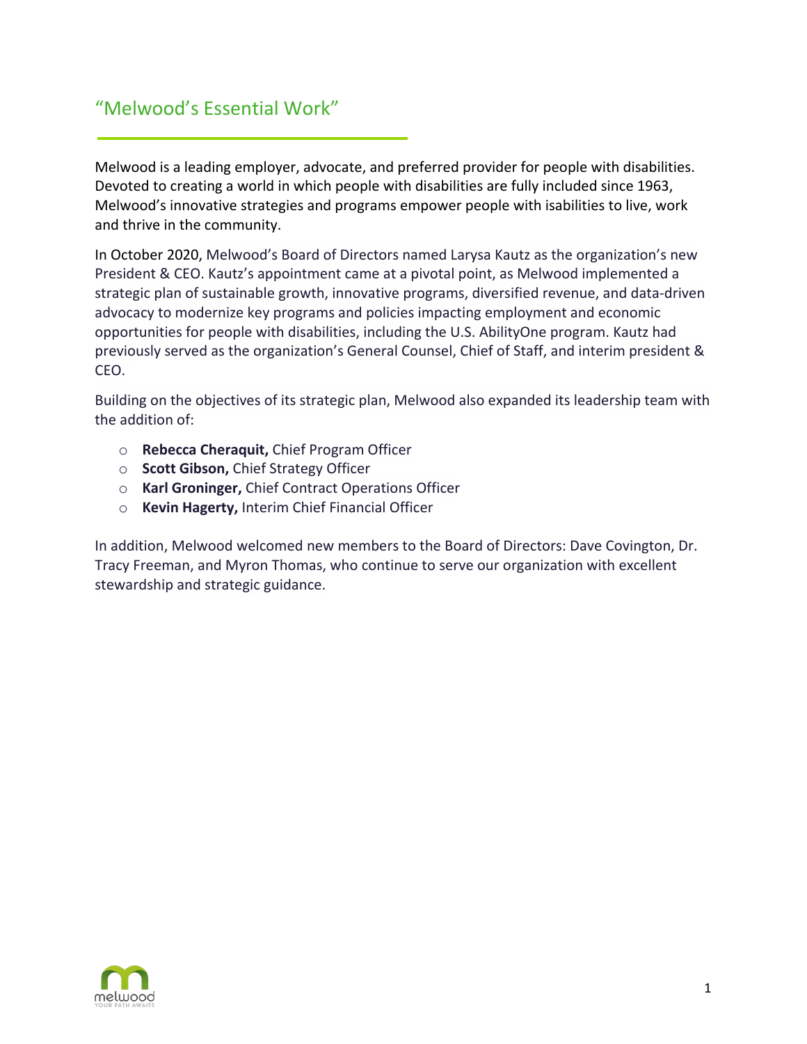## "Melwood's Essential Work"

Melwood is a leading employer, advocate, and preferred provider for people with disabilities. Devoted to creating a world in which people with disabilities are fully included since 1963, Melwood's innovative strategies and programs empower people with isabilities to live, work and thrive in the community.

In October 2020, Melwood's Board of Directors named Larysa Kautz as the organization's new President & CEO. Kautz's appointment came at a pivotal point, as Melwood implemented a strategic plan of sustainable growth, innovative programs, diversified revenue, and data-driven advocacy to modernize key programs and policies impacting employment and economic opportunities for people with disabilities, including the U.S. AbilityOne program. Kautz had previously served as the organization's General Counsel, Chief of Staff, and interim president & CEO.

Building on the objectives of its strategic plan, Melwood also expanded its leadership team with the addition of:

- **Rebecca Cheraquit,** Chief Program Officer
- **Scott Gibson,** Chief Strategy Officer
- **Karl Groninger,** Chief Contract Operations Officer
- **Kevin Hagerty,** Interim Chief Financial Officer

In addition, Melwood welcomed new members to the Board of Directors: Dave Covington, Dr. Tracy Freeman, and Myron Thomas, who continue to serve our organization with excellent stewardship and strategic guidance.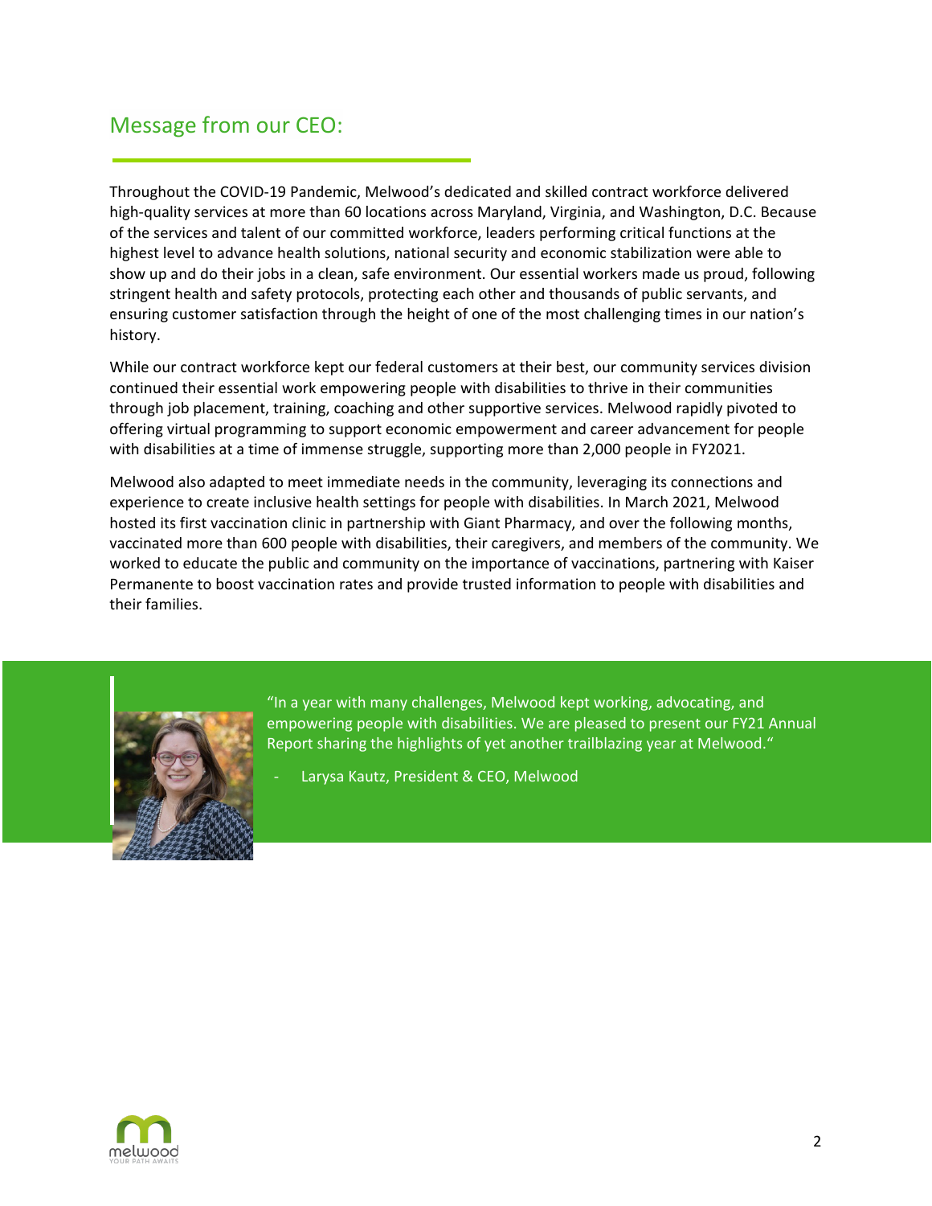## Message from our CEO:

Throughout the COVID-19 Pandemic, Melwood's dedicated and skilled contract workforce delivered high-quality services at more than 60 locations across Maryland, Virginia, and Washington, D.C. Because of the services and talent of our committed workforce, leaders performing critical functions at the highest level to advance health solutions, national security and economic stabilization were able to show up and do their jobs in a clean, safe environment. Our essential workers made us proud, following stringent health and safety protocols, protecting each other and thousands of public servants, and ensuring customer satisfaction through the height of one of the most challenging times in our nation's history.

While our contract workforce kept our federal customers at their best, our community services division continued their essential work empowering people with disabilities to thrive in their communities through job placement, training, coaching and other supportive services. Melwood rapidly pivoted to offering virtual programming to support economic empowerment and career advancement for people with disabilities at a time of immense struggle, supporting more than 2,000 people in FY2021.

Melwood also adapted to meet immediate needs in the community, leveraging its connections and experience to create inclusive health settings for people with disabilities. In March 2021, Melwood hosted its first vaccination clinic in partnership with Giant Pharmacy, and over the following months, vaccinated more than 600 people with disabilities, their caregivers, and members of the community. We worked to educate the public and community on the importance of vaccinations, partnering with Kaiser Permanente to boost vaccination rates and provide trusted information to people with disabilities and their families.

"In a year with many challenges, Melwood kept working, advocating, and empowering people with disabilities. We are pleased to present our FY21 Annual Report sharing the highlights of yet another trailblazing year at Melwood."

- Larysa Kautz, President & CEO, Melwood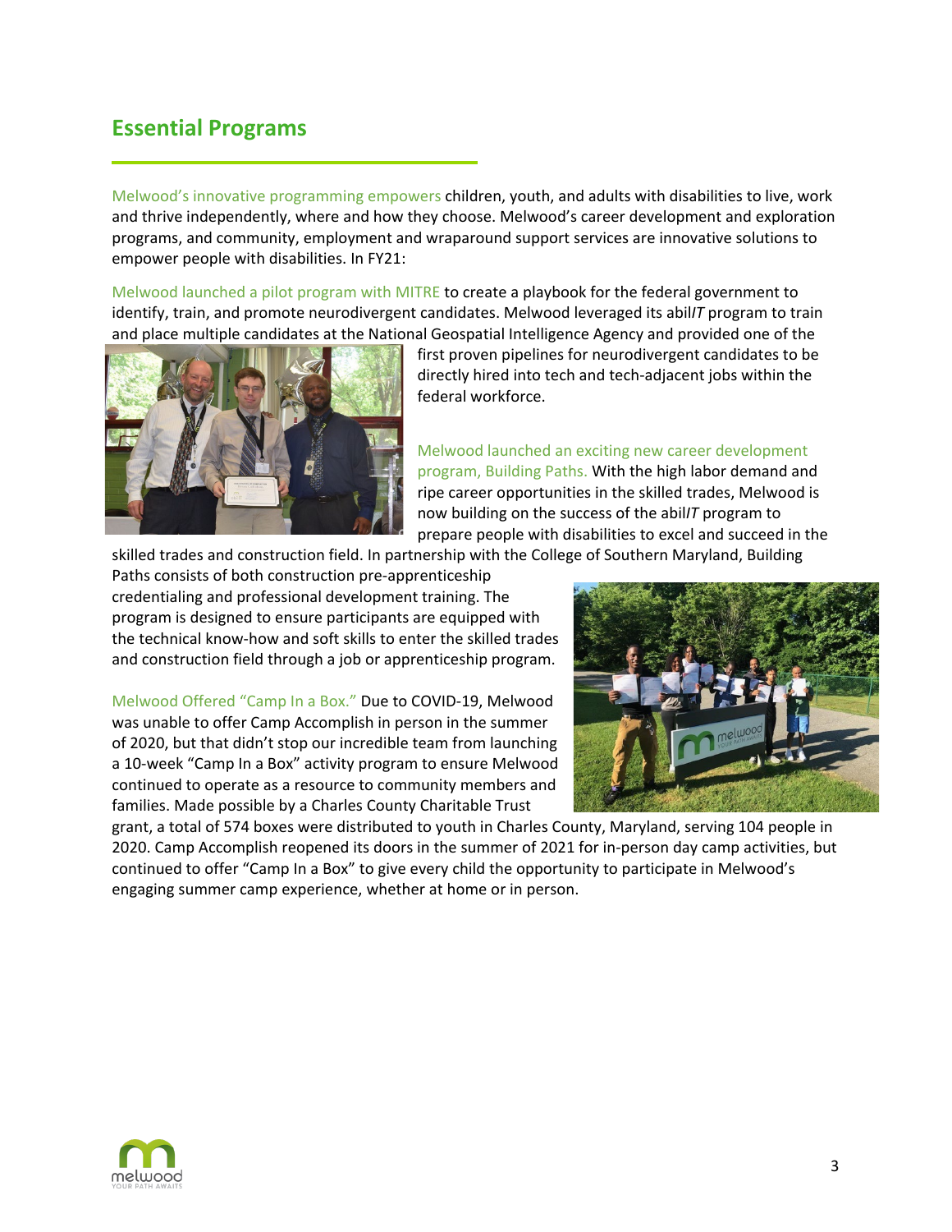## Essential Programs

Melwood's innovative programming empowers children, youth, and adults with disabilities to live, work and thrive independently, where and how they choose. Melwood's career development and exploration programs, and community, employment and wraparound support services are innovative solutions to empower people with disabilities. In FY21:

Melwood launched a pilot program with MITRE to create a playbook for the federal government to identify, train, and promote neurodivergent candidates. Melwood leveraged its abil*IT* program to train and place multiple candidates at the National Geospatial Intelligence Agency and provided one of the first proven pipelines for neurodivergent candidates to be directly hired into tech and tech-adjacent jobs within the federal workforce.

Melwood launched an exciting new career development program, Building Paths. With the high labor demand and ripe career opportunities in the skilled trades, Melwood is now building on the success of the abil*IT* program to prepare people with disabilities to excel and succeed in the skilled trades and construction field. In partnership with the College of Southern Maryland, Building Paths consists of both construction pre-apprenticeship credentialing and professional development training. The program is designed to ensure participants are equipped with the technical know-how and soft skills to enter the skilled trades and construction field through a job or apprenticeship program.

Melwood Offered "Camp In a Box." Due to COVID-19, Melwood was unable to offer Camp Accomplish in person in the summer of 2020, but that didn't stop our incredible team from launching a 10-week "Camp In a Box" activity program to ensure Melwood continued to operate as a resource to community members and families. Made possible by a Charles County Charitable Trust grant, a total of 574 boxes were distributed to youth in Charles County, Maryland, serving 104 people in 2020. Camp Accomplish reopened its doors in the summer of 2021 for in-person day camp activities, but continued to offer "Camp In a Box" to give every child the opportunity to participate in Melwood's engaging summer camp experience, whether at home or in person.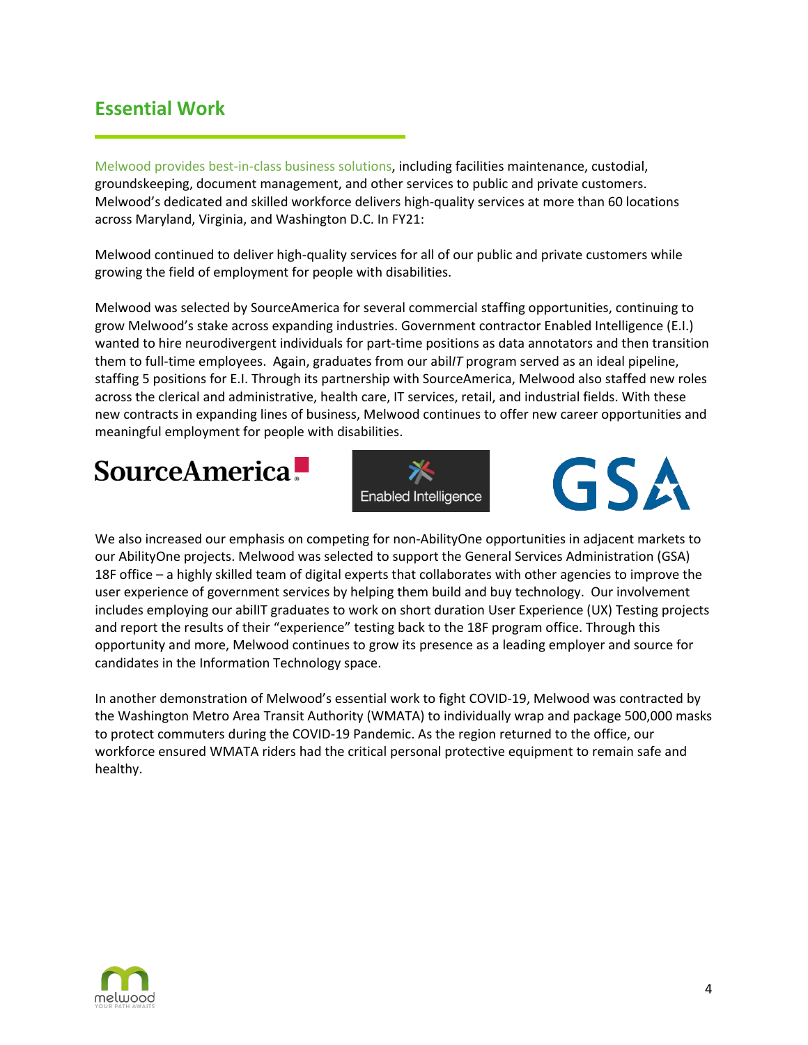## Essential Work

Melwood provides best-in-class business solutions, including facilities maintenance, custodial, groundskeeping, document management, and other services to public and private customers. Melwood's dedicated and skilled workforce delivers high-quality services at more than 60 locations across Maryland, Virginia, and Washington D.C. In FY21:

Melwood continued to deliver high-quality services for all of our public and private customers while growing the field of employment for people with disabilities.

Melwood was selected by SourceAmerica for several commercial staffing opportunities, continuing to grow Melwood's stake across expanding industries. Government contractor Enabled Intelligence (E.I.) wanted to hire neurodivergent individuals for part-time positions as data annotators and then transition them to full-time employees. Again, graduates from our abil*IT* program served as an ideal pipeline, staffing 5 positions for E.I. Through its partnership with SourceAmerica, Melwood also staffed new roles across the clerical and administrative, health care, IT services, retail, and industrial fields. With these new contracts in expanding lines of business, Melwood continues to offer new career opportunities and meaningful employment for people with disabilities.

We also increased our emphasis on competing for non-AbilityOne opportunities in adjacent markets to our AbilityOne projects. Melwood was selected to support the General Services Administration (GSA) 18F office – a highly skilled team of digital experts that collaborates with other agencies to improve the user experience of government services by helping them build and buy technology. Our involvement includes employing our abilIT graduates to work on short duration User Experience (UX) Testing projects and report the results of their "experience" testing back to the 18F program office. Through this opportunity and more, Melwood continues to grow its presence as a leading employer and source for candidates in the Information Technology space.

In another demonstration of Melwood's essential work to fight COVID-19, Melwood was contracted by the Washington Metro Area Transit Authority (WMATA) to individually wrap and package 500,000 masks to protect commuters during the COVID-19 Pandemic. As the region returned to the office, our workforce ensured WMATA riders had the critical personal protective equipment to remain safe and healthy.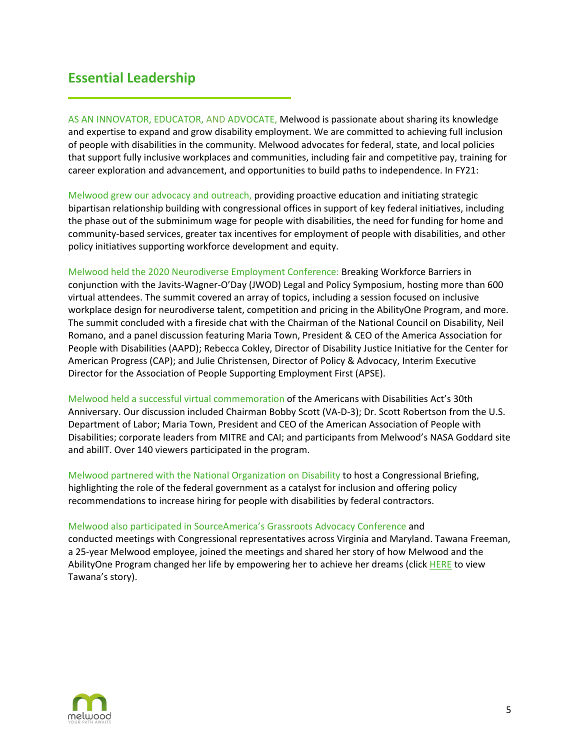## Essential Leadership

AS AN INNOVATOR, EDUCATOR, AND ADVOCATE, Melwood is passionate about sharing its knowledge and expertise to expand and grow disability employment. We are committed to achieving full inclusion of people with disabilities in the community. Melwood advocates for federal, state, and local policies that support fully inclusive workplaces and communities, including fair and competitive pay, training for career exploration and advancement, and opportunities to build paths to independence. In FY21:

Melwood grew our advocacy and outreach, providing proactive education and initiating strategic bipartisan relationship building with congressional offices in support of key federal initiatives, including the phase out of the subminimum wage for people with disabilities, the need for funding for home and community-based services, greater tax incentives for employment of people with disabilities, and other policy initiatives supporting workforce development and equity.

Melwood held the 2020 Neurodiverse Employment Conference: Breaking Workforce Barriers in conjunction with the Javits-Wagner-O'Day (JWOD) Legal and Policy Symposium, hosting more than 600 virtual attendees. The summit covered an array of topics, including a session focused on inclusive workplace design for neurodiverse talent, competition and pricing in the AbilityOne Program, and more. The summit concluded with a fireside chat with the Chairman of the National Council on Disability, Neil Romano, and a panel discussion featuring Maria Town, President & CEO of the America Association for People with Disabilities (AAPD); Rebecca Cokley, Director of Disability Justice Initiative for the Center for American Progress (CAP); and Julie Christensen, Director of Policy & Advocacy, Interim Executive Director for the Association of People Supporting Employment First (APSE).

Melwood held a successful virtual commemoration of the Americans with Disabilities Act's 30th Anniversary. Our discussion included Chairman Bobby Scott (VA-D-3); Dr. Scott Robertson from the U.S. Department of Labor; Maria Town, President and CEO of the American Association of People with Disabilities; corporate leaders from MITRE and CAI; and participants from Melwood's NASA Goddard site and abilIT. Over 140 viewers participated in the program.

Melwood partnered with the National Organization on Disability to host a Congressional Briefing, highlighting the role of the federal government as a catalyst for inclusion and offering policy recommendations to increase hiring for people with disabilities by federal contractors.

Melwood also participated in SourceAmerica's Grassroots Advocacy Conference and conducted meetings with Congressional representatives across Virginia and Maryland. Tawana Freeman, a 25-year Melwood employee, joined the meetings and shared her story of how Melwood and the AbilityOne Program changed her life by empowering her to achieve her dreams (click HERE to view Tawana's story).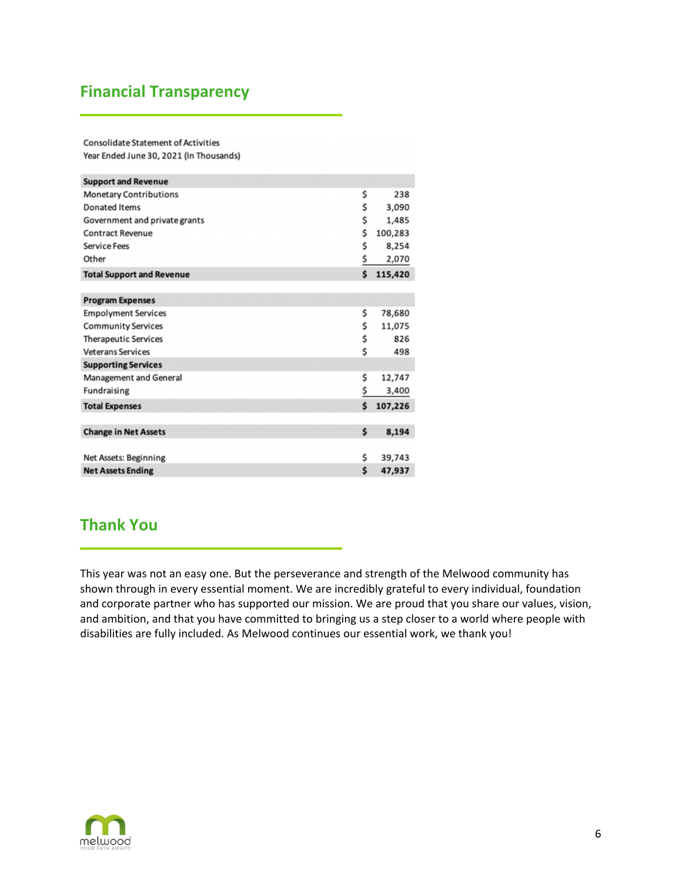## Financial Transparency

Consolidate Statement of Activities
Year Ended June 30, 2021 (In Thousands)

| | |
|---|---|
| **Support and Revenue** | |
| Monetary Contributions | $ 238 |
| Donated Items | $ 3,090 |
| Government and private grants | $ 1,485 |
| Contract Revenue | $ 100,283 |
| Service Fees | $ 8,254 |
| Other | $ 2,070 |
| **Total Support and Revenue** | **$ 115,420** |
| | |
| **Program Expenses** | |
| Empolyment Services | $ 78,680 |
| Community Services | $ 11,075 |
| Therapeutic Services | $ 826 |
| Veterans Services | $ 498 |
| **Supporting Services** | |
| Management and General | $ 12,747 |
| Fundraising | $ 3,400 |
| **Total Expenses** | **$ 107,226** |
| | |
| **Change in Net Assets** | **$ 8,194** |
| | |
| Net Assets: Beginning | $ 39,743 |
| **Net Assets Ending** | **$ 47,937** |

## Thank You

This year was not an easy one. But the perseverance and strength of the Melwood community has shown through in every essential moment. We are incredibly grateful to every individual, foundation and corporate partner who has supported our mission. We are proud that you share our values, vision, and ambition, and that you have committed to bringing us a step closer to a world where people with disabilities are fully included. As Melwood continues our essential work, we thank you!